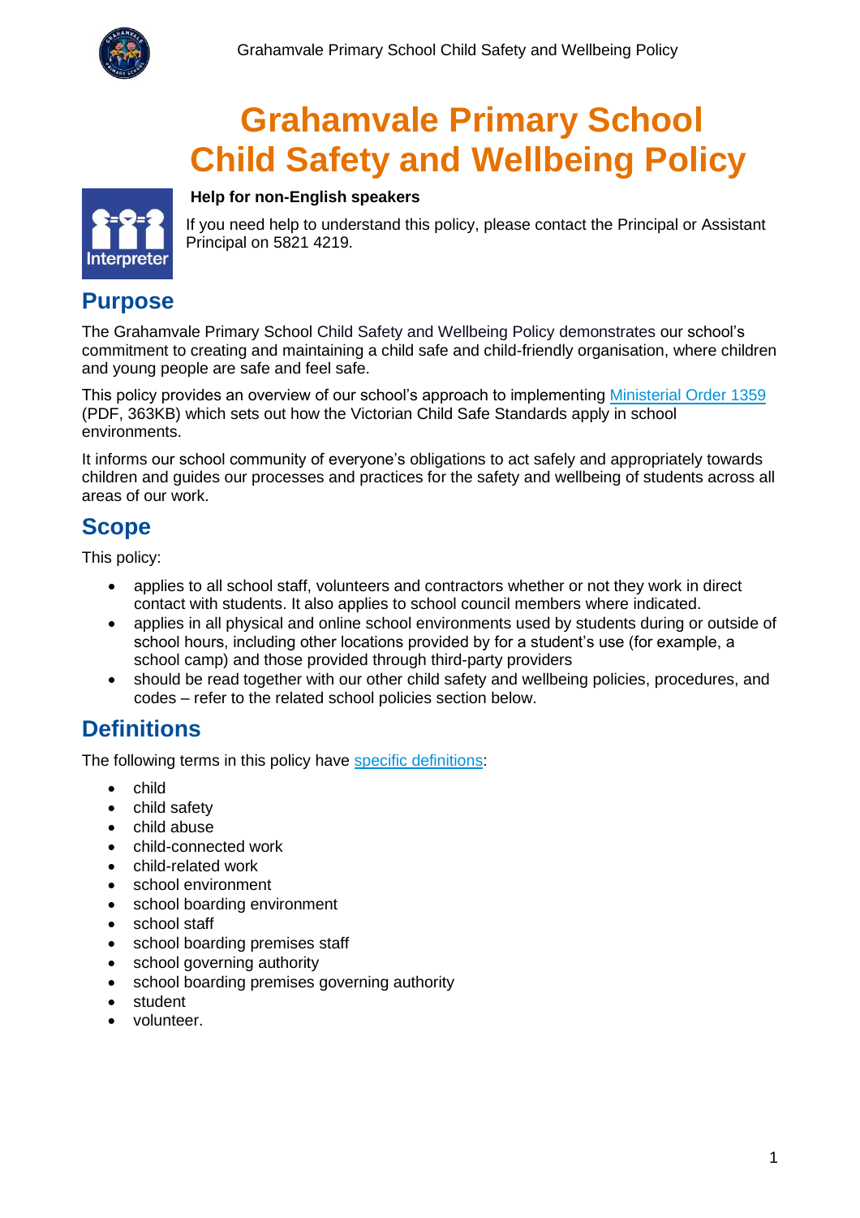# Grahamvale Primary School Child Safety and Wellbeing Policy

**Help for non-English speakers**

If you need help to understand this policy, please contact the Principal or Assistant Principal on 5821 4219.

## Purpose

The Grahamvale Primary School Child Safety and Wellbeing Policy demonstrates our school's commitment to creating and maintaining a child safe and child-friendly organisation, where children and young people are safe and feel safe.

This policy provides an overview of our school's approach to implementing Ministerial Order 1359 (PDF, 363KB) which sets out how the Victorian Child Safe Standards apply in school environments.

It informs our school community of everyone's obligations to act safely and appropriately towards children and guides our processes and practices for the safety and wellbeing of students across all areas of our work.

## Scope

This policy:

- applies to all school staff, volunteers and contractors whether or not they work in direct contact with students. It also applies to school council members where indicated.
- applies in all physical and online school environments used by students during or outside of school hours, including other locations provided by for a student's use (for example, a school camp) and those provided through third-party providers
- should be read together with our other child safety and wellbeing policies, procedures, and codes – refer to the related school policies section below.

## Definitions

The following terms in this policy have specific definitions:

- child
- child safety
- child abuse
- child-connected work
- child-related work
- school environment
- school boarding environment
- school staff
- school boarding premises staff
- school governing authority
- school boarding premises governing authority
- student
- volunteer.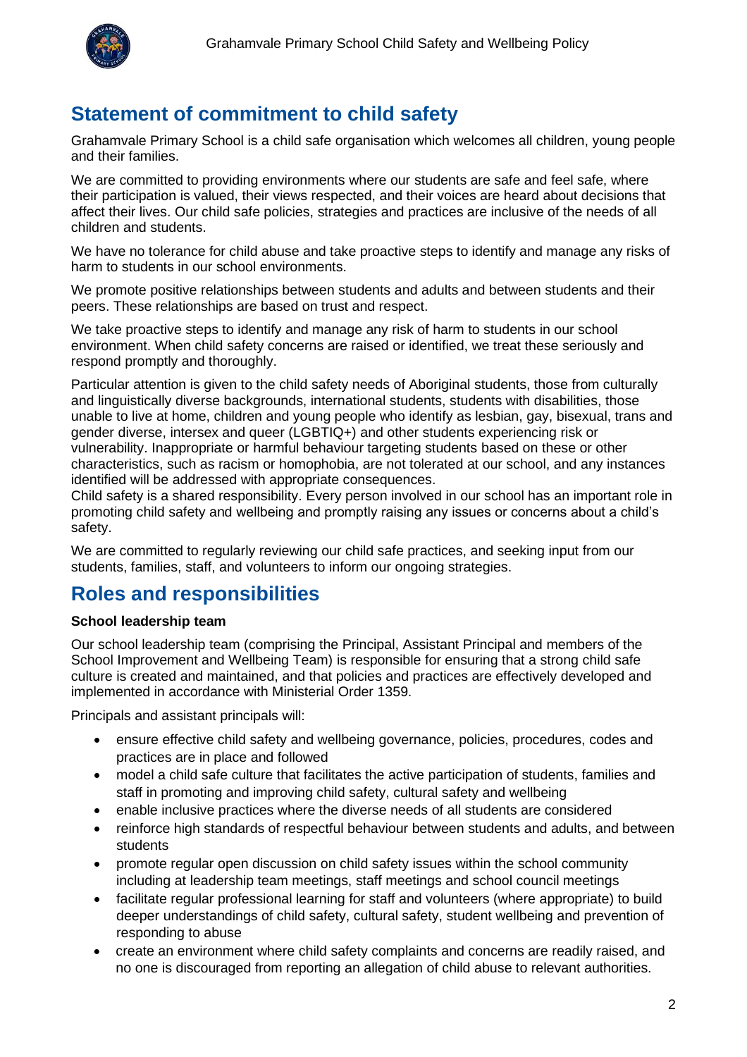## Statement of commitment to child safety

Grahamvale Primary School is a child safe organisation which welcomes all children, young people and their families.

We are committed to providing environments where our students are safe and feel safe, where their participation is valued, their views respected, and their voices are heard about decisions that affect their lives. Our child safe policies, strategies and practices are inclusive of the needs of all children and students.

We have no tolerance for child abuse and take proactive steps to identify and manage any risks of harm to students in our school environments.

We promote positive relationships between students and adults and between students and their peers. These relationships are based on trust and respect.

We take proactive steps to identify and manage any risk of harm to students in our school environment. When child safety concerns are raised or identified, we treat these seriously and respond promptly and thoroughly.

Particular attention is given to the child safety needs of Aboriginal students, those from culturally and linguistically diverse backgrounds, international students, students with disabilities, those unable to live at home, children and young people who identify as lesbian, gay, bisexual, trans and gender diverse, intersex and queer (LGBTIQ+) and other students experiencing risk or vulnerability. Inappropriate or harmful behaviour targeting students based on these or other characteristics, such as racism or homophobia, are not tolerated at our school, and any instances identified will be addressed with appropriate consequences.
Child safety is a shared responsibility. Every person involved in our school has an important role in promoting child safety and wellbeing and promptly raising any issues or concerns about a child's safety.

We are committed to regularly reviewing our child safe practices, and seeking input from our students, families, staff, and volunteers to inform our ongoing strategies.

## Roles and responsibilities

**School leadership team**

Our school leadership team (comprising the Principal, Assistant Principal and members of the School Improvement and Wellbeing Team) is responsible for ensuring that a strong child safe culture is created and maintained, and that policies and practices are effectively developed and implemented in accordance with Ministerial Order 1359.

Principals and assistant principals will:

- ensure effective child safety and wellbeing governance, policies, procedures, codes and practices are in place and followed
- model a child safe culture that facilitates the active participation of students, families and staff in promoting and improving child safety, cultural safety and wellbeing
- enable inclusive practices where the diverse needs of all students are considered
- reinforce high standards of respectful behaviour between students and adults, and between students
- promote regular open discussion on child safety issues within the school community including at leadership team meetings, staff meetings and school council meetings
- facilitate regular professional learning for staff and volunteers (where appropriate) to build deeper understandings of child safety, cultural safety, student wellbeing and prevention of responding to abuse
- create an environment where child safety complaints and concerns are readily raised, and no one is discouraged from reporting an allegation of child abuse to relevant authorities.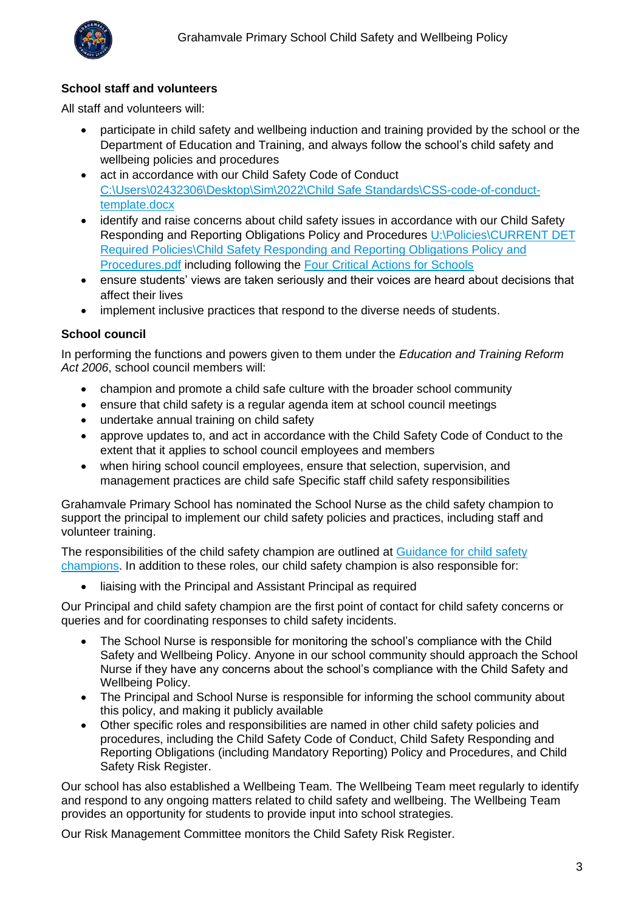### School staff and volunteers

All staff and volunteers will:

- participate in child safety and wellbeing induction and training provided by the school or the Department of Education and Training, and always follow the school's child safety and wellbeing policies and procedures
- act in accordance with our Child Safety Code of Conduct [C:\Users\02432306\Desktop\Sim\2022\Child Safe Standards\CSS-code-of-conduct-template.docx](C:\Users\02432306\Desktop\Sim\2022\Child Safe Standards\CSS-code-of-conduct-template.docx)
- identify and raise concerns about child safety issues in accordance with our Child Safety Responding and Reporting Obligations Policy and Procedures [U:\Policies\CURRENT DET Required Policies\Child Safety Responding and Reporting Obligations Policy and Procedures.pdf](U:\Policies\CURRENT DET Required Policies\Child Safety Responding and Reporting Obligations Policy and Procedures.pdf) including following the Four Critical Actions for Schools
- ensure students' views are taken seriously and their voices are heard about decisions that affect their lives
- implement inclusive practices that respond to the diverse needs of students.

### School council

In performing the functions and powers given to them under the *Education and Training Reform Act 2006*, school council members will:

- champion and promote a child safe culture with the broader school community
- ensure that child safety is a regular agenda item at school council meetings
- undertake annual training on child safety
- approve updates to, and act in accordance with the Child Safety Code of Conduct to the extent that it applies to school council employees and members
- when hiring school council employees, ensure that selection, supervision, and management practices are child safe Specific staff child safety responsibilities

Grahamvale Primary School has nominated the School Nurse as the child safety champion to support the principal to implement our child safety policies and practices, including staff and volunteer training.

The responsibilities of the child safety champion are outlined at Guidance for child safety champions. In addition to these roles, our child safety champion is also responsible for:

- liaising with the Principal and Assistant Principal as required

Our Principal and child safety champion are the first point of contact for child safety concerns or queries and for coordinating responses to child safety incidents.

- The School Nurse is responsible for monitoring the school's compliance with the Child Safety and Wellbeing Policy. Anyone in our school community should approach the School Nurse if they have any concerns about the school's compliance with the Child Safety and Wellbeing Policy.
- The Principal and School Nurse is responsible for informing the school community about this policy, and making it publicly available
- Other specific roles and responsibilities are named in other child safety policies and procedures, including the Child Safety Code of Conduct, Child Safety Responding and Reporting Obligations (including Mandatory Reporting) Policy and Procedures, and Child Safety Risk Register.

Our school has also established a Wellbeing Team. The Wellbeing Team meet regularly to identify and respond to any ongoing matters related to child safety and wellbeing. The Wellbeing Team provides an opportunity for students to provide input into school strategies.

Our Risk Management Committee monitors the Child Safety Risk Register.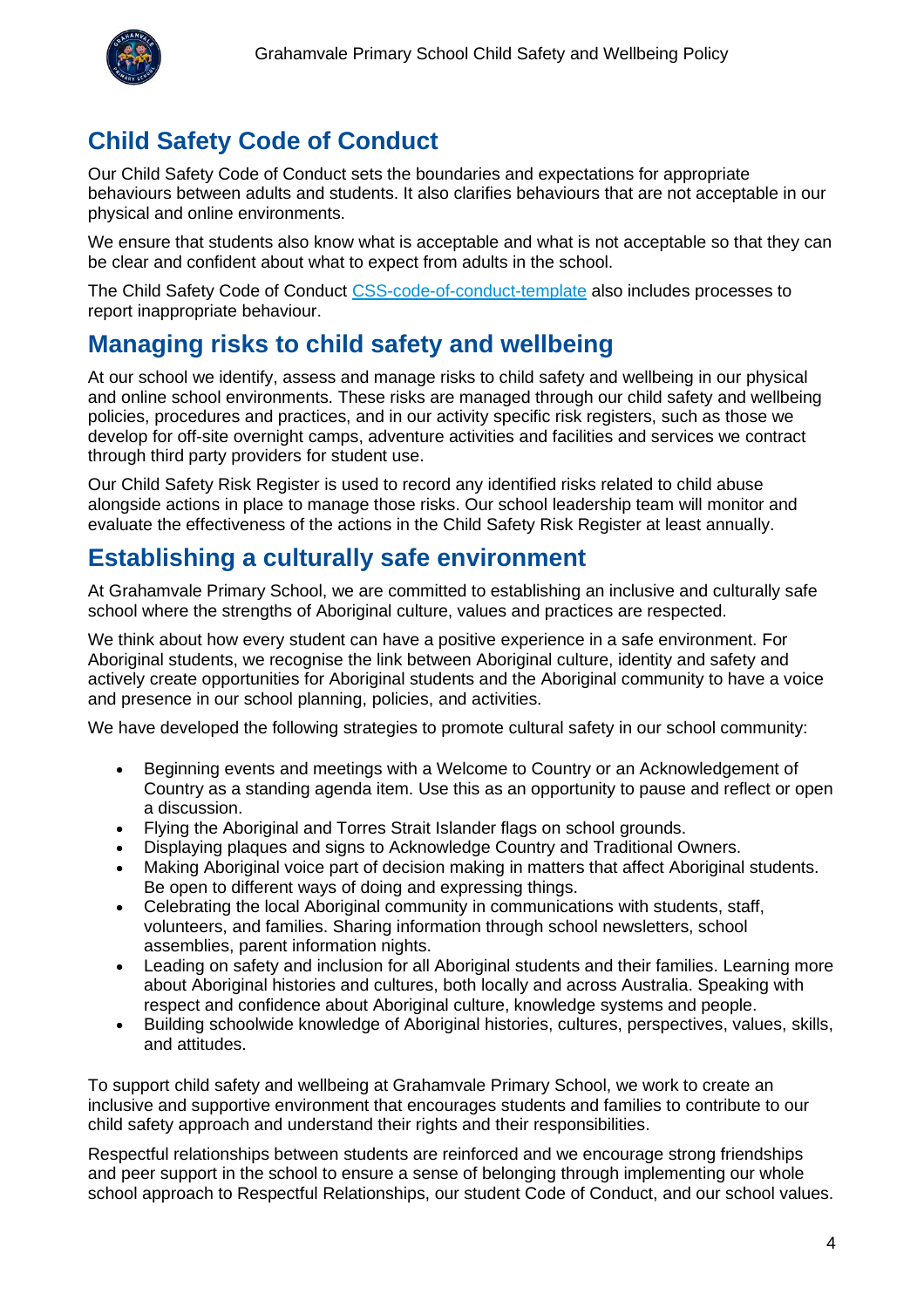## Child Safety Code of Conduct

Our Child Safety Code of Conduct sets the boundaries and expectations for appropriate behaviours between adults and students. It also clarifies behaviours that are not acceptable in our physical and online environments.

We ensure that students also know what is acceptable and what is not acceptable so that they can be clear and confident about what to expect from adults in the school.

The Child Safety Code of Conduct [CSS-code-of-conduct-template] also includes processes to report inappropriate behaviour.

## Managing risks to child safety and wellbeing

At our school we identify, assess and manage risks to child safety and wellbeing in our physical and online school environments. These risks are managed through our child safety and wellbeing policies, procedures and practices, and in our activity specific risk registers, such as those we develop for off-site overnight camps, adventure activities and facilities and services we contract through third party providers for student use.

Our Child Safety Risk Register is used to record any identified risks related to child abuse alongside actions in place to manage those risks. Our school leadership team will monitor and evaluate the effectiveness of the actions in the Child Safety Risk Register at least annually.

## Establishing a culturally safe environment

At Grahamvale Primary School, we are committed to establishing an inclusive and culturally safe school where the strengths of Aboriginal culture, values and practices are respected.

We think about how every student can have a positive experience in a safe environment. For Aboriginal students, we recognise the link between Aboriginal culture, identity and safety and actively create opportunities for Aboriginal students and the Aboriginal community to have a voice and presence in our school planning, policies, and activities.

We have developed the following strategies to promote cultural safety in our school community:

- Beginning events and meetings with a Welcome to Country or an Acknowledgement of Country as a standing agenda item. Use this as an opportunity to pause and reflect or open a discussion.
- Flying the Aboriginal and Torres Strait Islander flags on school grounds.
- Displaying plaques and signs to Acknowledge Country and Traditional Owners.
- Making Aboriginal voice part of decision making in matters that affect Aboriginal students. Be open to different ways of doing and expressing things.
- Celebrating the local Aboriginal community in communications with students, staff, volunteers, and families. Sharing information through school newsletters, school assemblies, parent information nights.
- Leading on safety and inclusion for all Aboriginal students and their families. Learning more about Aboriginal histories and cultures, both locally and across Australia. Speaking with respect and confidence about Aboriginal culture, knowledge systems and people.
- Building schoolwide knowledge of Aboriginal histories, cultures, perspectives, values, skills, and attitudes.

To support child safety and wellbeing at Grahamvale Primary School, we work to create an inclusive and supportive environment that encourages students and families to contribute to our child safety approach and understand their rights and their responsibilities.

Respectful relationships between students are reinforced and we encourage strong friendships and peer support in the school to ensure a sense of belonging through implementing our whole school approach to Respectful Relationships, our student Code of Conduct, and our school values.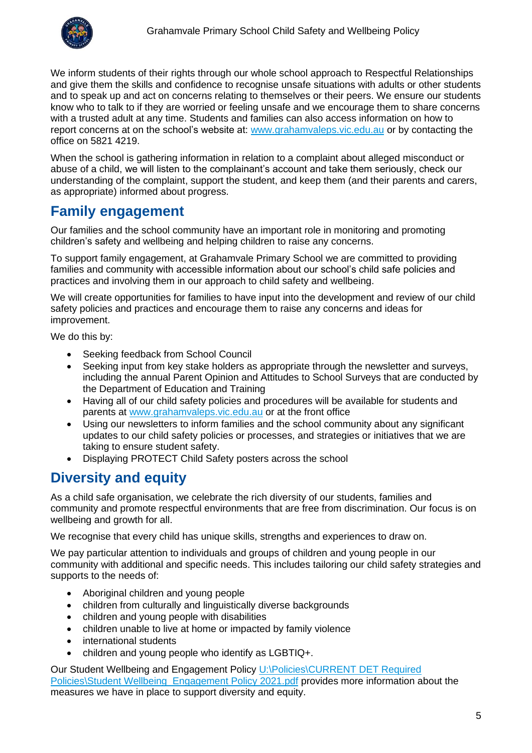We inform students of their rights through our whole school approach to Respectful Relationships and give them the skills and confidence to recognise unsafe situations with adults or other students and to speak up and act on concerns relating to themselves or their peers. We ensure our students know who to talk to if they are worried or feeling unsafe and we encourage them to share concerns with a trusted adult at any time. Students and families can also access information on how to report concerns at on the school's website at: [www.grahamvaleps.vic.edu.au](www.grahamvaleps.vic.edu.au) or by contacting the office on 5821 4219.

When the school is gathering information in relation to a complaint about alleged misconduct or abuse of a child, we will listen to the complainant's account and take them seriously, check our understanding of the complaint, support the student, and keep them (and their parents and carers, as appropriate) informed about progress.

## Family engagement

Our families and the school community have an important role in monitoring and promoting children's safety and wellbeing and helping children to raise any concerns.

To support family engagement, at Grahamvale Primary School we are committed to providing families and community with accessible information about our school's child safe policies and practices and involving them in our approach to child safety and wellbeing.

We will create opportunities for families to have input into the development and review of our child safety policies and practices and encourage them to raise any concerns and ideas for improvement.

We do this by:

- Seeking feedback from School Council
- Seeking input from key stake holders as appropriate through the newsletter and surveys, including the annual Parent Opinion and Attitudes to School Surveys that are conducted by the Department of Education and Training
- Having all of our child safety policies and procedures will be available for students and parents at [www.grahamvaleps.vic.edu.au](www.grahamvaleps.vic.edu.au) or at the front office
- Using our newsletters to inform families and the school community about any significant updates to our child safety policies or processes, and strategies or initiatives that we are taking to ensure student safety.
- Displaying PROTECT Child Safety posters across the school

## Diversity and equity

As a child safe organisation, we celebrate the rich diversity of our students, families and community and promote respectful environments that are free from discrimination. Our focus is on wellbeing and growth for all.

We recognise that every child has unique skills, strengths and experiences to draw on.

We pay particular attention to individuals and groups of children and young people in our community with additional and specific needs. This includes tailoring our child safety strategies and supports to the needs of:

- Aboriginal children and young people
- children from culturally and linguistically diverse backgrounds
- children and young people with disabilities
- children unable to live at home or impacted by family violence
- international students
- children and young people who identify as LGBTIQ+.

Our Student Wellbeing and Engagement Policy [U:\Policies\CURRENT DET Required Policies\Student Wellbeing_Engagement Policy 2021.pdf](U:\Policies\CURRENT DET Required Policies\Student Wellbeing_Engagement Policy 2021.pdf) provides more information about the measures we have in place to support diversity and equity.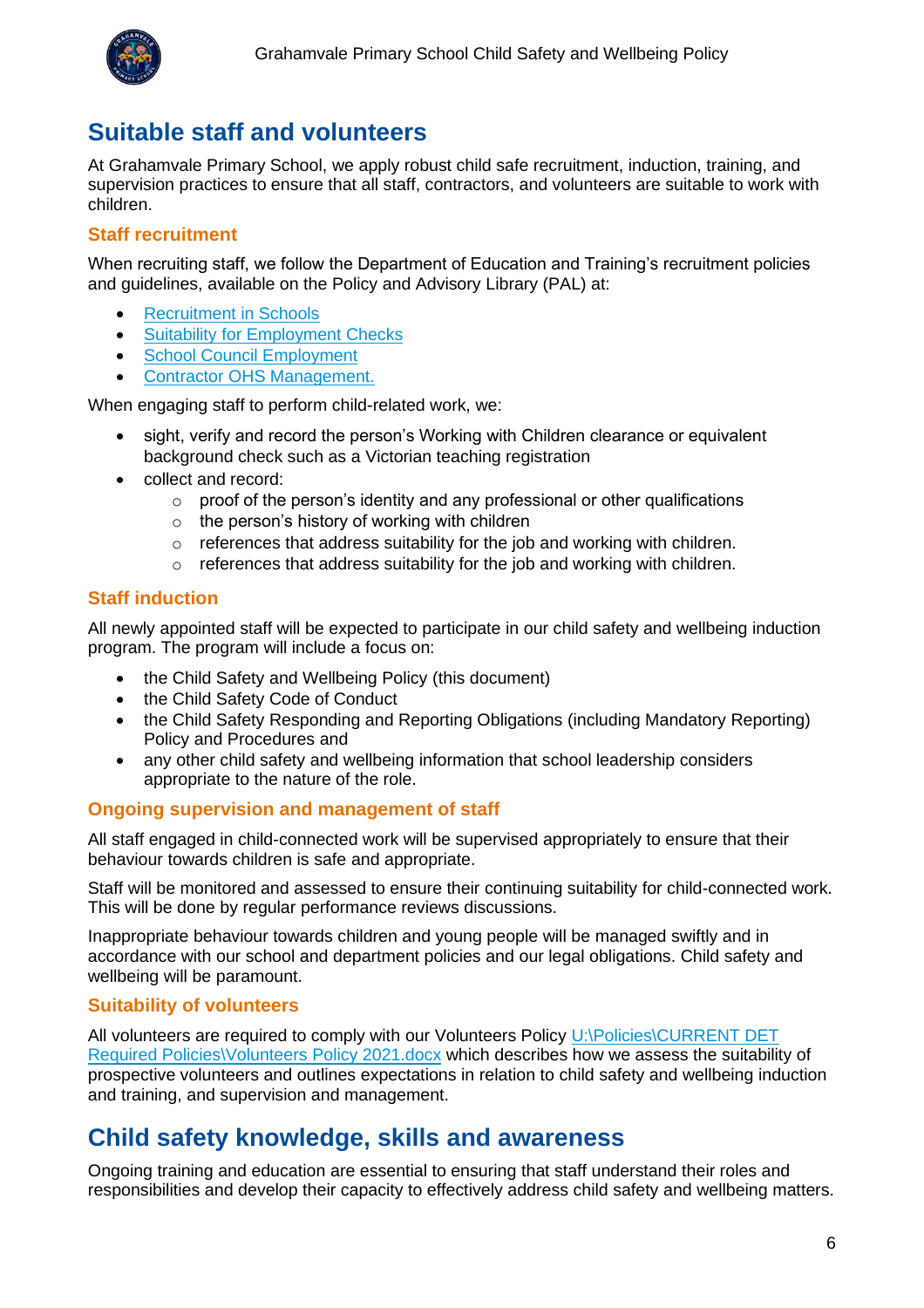## Suitable staff and volunteers

At Grahamvale Primary School, we apply robust child safe recruitment, induction, training, and supervision practices to ensure that all staff, contractors, and volunteers are suitable to work with children.

### Staff recruitment

When recruiting staff, we follow the Department of Education and Training's recruitment policies and guidelines, available on the Policy and Advisory Library (PAL) at:

- Recruitment in Schools
- Suitability for Employment Checks
- School Council Employment
- Contractor OHS Management.

When engaging staff to perform child-related work, we:

- sight, verify and record the person's Working with Children clearance or equivalent background check such as a Victorian teaching registration
- collect and record:
  - proof of the person's identity and any professional or other qualifications
  - the person's history of working with children
  - references that address suitability for the job and working with children.
  - references that address suitability for the job and working with children.

### Staff induction

All newly appointed staff will be expected to participate in our child safety and wellbeing induction program. The program will include a focus on:

- the Child Safety and Wellbeing Policy (this document)
- the Child Safety Code of Conduct
- the Child Safety Responding and Reporting Obligations (including Mandatory Reporting) Policy and Procedures and
- any other child safety and wellbeing information that school leadership considers appropriate to the nature of the role.

### Ongoing supervision and management of staff

All staff engaged in child-connected work will be supervised appropriately to ensure that their behaviour towards children is safe and appropriate.

Staff will be monitored and assessed to ensure their continuing suitability for child-connected work. This will be done by regular performance reviews discussions.

Inappropriate behaviour towards children and young people will be managed swiftly and in accordance with our school and department policies and our legal obligations. Child safety and wellbeing will be paramount.

### Suitability of volunteers

All volunteers are required to comply with our Volunteers Policy U:\Policies\CURRENT DET Required Policies\Volunteers Policy 2021.docx which describes how we assess the suitability of prospective volunteers and outlines expectations in relation to child safety and wellbeing induction and training, and supervision and management.

## Child safety knowledge, skills and awareness

Ongoing training and education are essential to ensuring that staff understand their roles and responsibilities and develop their capacity to effectively address child safety and wellbeing matters.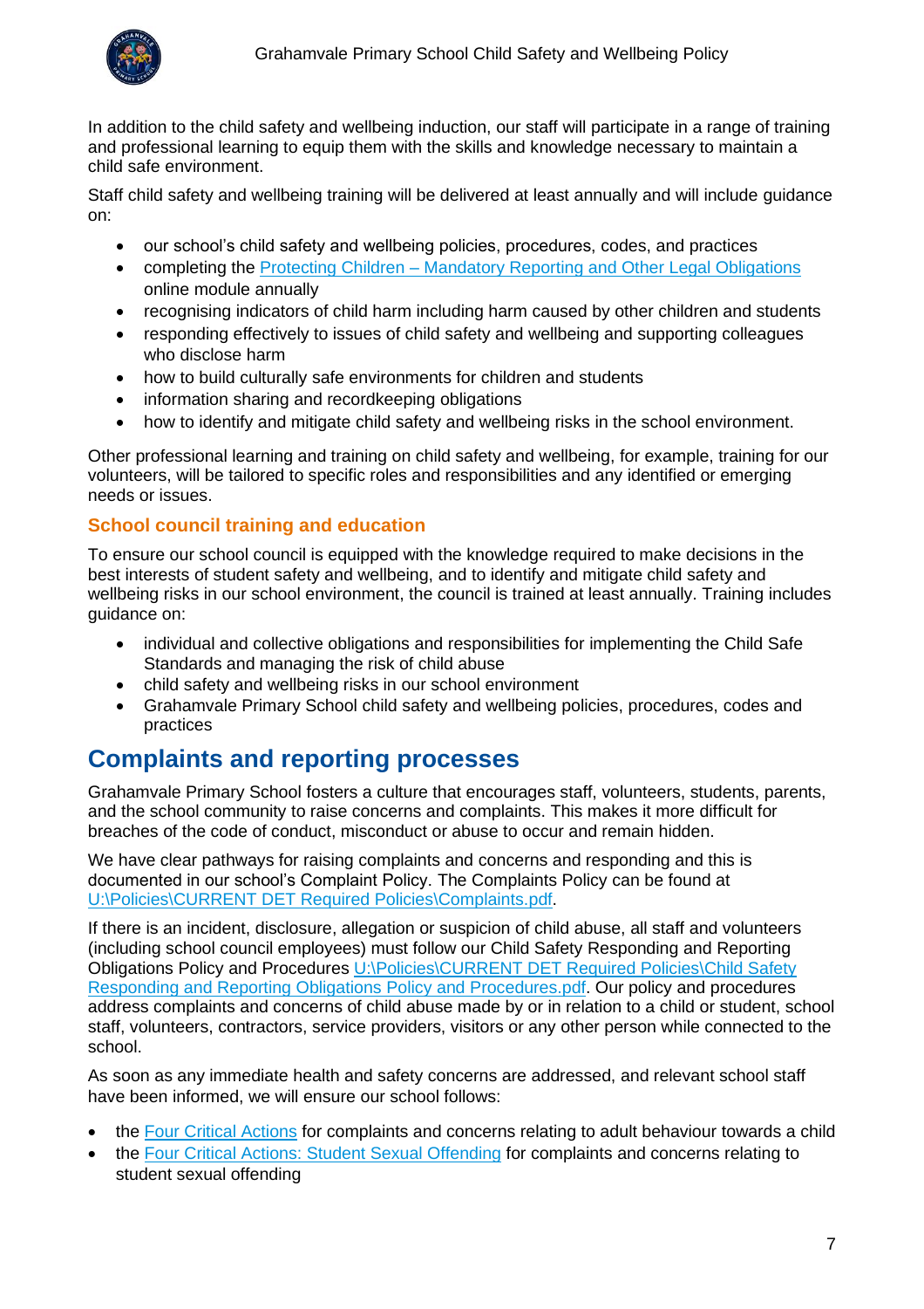In addition to the child safety and wellbeing induction, our staff will participate in a range of training and professional learning to equip them with the skills and knowledge necessary to maintain a child safe environment.

Staff child safety and wellbeing training will be delivered at least annually and will include guidance on:

- our school's child safety and wellbeing policies, procedures, codes, and practices
- completing the [Protecting Children – Mandatory Reporting and Other Legal Obligations](#) online module annually
- recognising indicators of child harm including harm caused by other children and students
- responding effectively to issues of child safety and wellbeing and supporting colleagues who disclose harm
- how to build culturally safe environments for children and students
- information sharing and recordkeeping obligations
- how to identify and mitigate child safety and wellbeing risks in the school environment.

Other professional learning and training on child safety and wellbeing, for example, training for our volunteers, will be tailored to specific roles and responsibilities and any identified or emerging needs or issues.

### School council training and education

To ensure our school council is equipped with the knowledge required to make decisions in the best interests of student safety and wellbeing, and to identify and mitigate child safety and wellbeing risks in our school environment, the council is trained at least annually. Training includes guidance on:

- individual and collective obligations and responsibilities for implementing the Child Safe Standards and managing the risk of child abuse
- child safety and wellbeing risks in our school environment
- Grahamvale Primary School child safety and wellbeing policies, procedures, codes and practices

## Complaints and reporting processes

Grahamvale Primary School fosters a culture that encourages staff, volunteers, students, parents, and the school community to raise concerns and complaints. This makes it more difficult for breaches of the code of conduct, misconduct or abuse to occur and remain hidden.

We have clear pathways for raising complaints and concerns and responding and this is documented in our school's Complaint Policy. The Complaints Policy can be found at U:\Policies\CURRENT DET Required Policies\Complaints.pdf.

If there is an incident, disclosure, allegation or suspicion of child abuse, all staff and volunteers (including school council employees) must follow our Child Safety Responding and Reporting Obligations Policy and Procedures U:\Policies\CURRENT DET Required Policies\Child Safety Responding and Reporting Obligations Policy and Procedures.pdf. Our policy and procedures address complaints and concerns of child abuse made by or in relation to a child or student, school staff, volunteers, contractors, service providers, visitors or any other person while connected to the school.

As soon as any immediate health and safety concerns are addressed, and relevant school staff have been informed, we will ensure our school follows:

- the [Four Critical Actions](#) for complaints and concerns relating to adult behaviour towards a child
- the [Four Critical Actions: Student Sexual Offending](#) for complaints and concerns relating to student sexual offending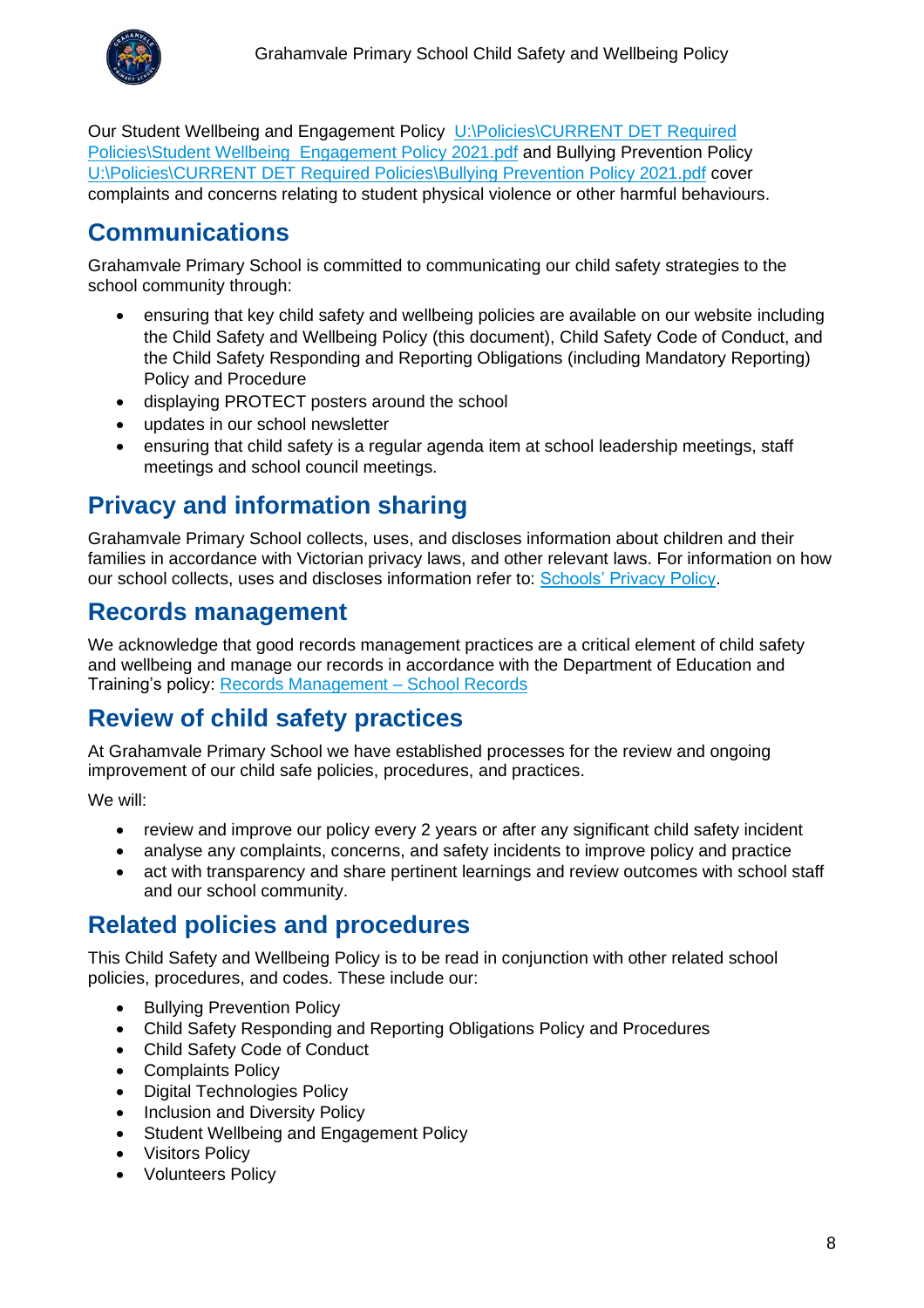Our Student Wellbeing and Engagement Policy [U:\Policies\CURRENT DET Required Policies\Student Wellbeing  Engagement Policy 2021.pdf]() and Bullying Prevention Policy [U:\Policies\CURRENT DET Required Policies\Bullying Prevention Policy 2021.pdf]() cover complaints and concerns relating to student physical violence or other harmful behaviours.

## Communications

Grahamvale Primary School is committed to communicating our child safety strategies to the school community through:

- ensuring that key child safety and wellbeing policies are available on our website including the Child Safety and Wellbeing Policy (this document), Child Safety Code of Conduct, and the Child Safety Responding and Reporting Obligations (including Mandatory Reporting) Policy and Procedure
- displaying PROTECT posters around the school
- updates in our school newsletter
- ensuring that child safety is a regular agenda item at school leadership meetings, staff meetings and school council meetings.

## Privacy and information sharing

Grahamvale Primary School collects, uses, and discloses information about children and their families in accordance with Victorian privacy laws, and other relevant laws. For information on how our school collects, uses and discloses information refer to: [Schools' Privacy Policy]().

## Records management

We acknowledge that good records management practices are a critical element of child safety and wellbeing and manage our records in accordance with the Department of Education and Training's policy: [Records Management – School Records]()

## Review of child safety practices

At Grahamvale Primary School we have established processes for the review and ongoing improvement of our child safe policies, procedures, and practices.

We will:

- review and improve our policy every 2 years or after any significant child safety incident
- analyse any complaints, concerns, and safety incidents to improve policy and practice
- act with transparency and share pertinent learnings and review outcomes with school staff and our school community.

## Related policies and procedures

This Child Safety and Wellbeing Policy is to be read in conjunction with other related school policies, procedures, and codes. These include our:

- Bullying Prevention Policy
- Child Safety Responding and Reporting Obligations Policy and Procedures
- Child Safety Code of Conduct
- Complaints Policy
- Digital Technologies Policy
- Inclusion and Diversity Policy
- Student Wellbeing and Engagement Policy
- Visitors Policy
- Volunteers Policy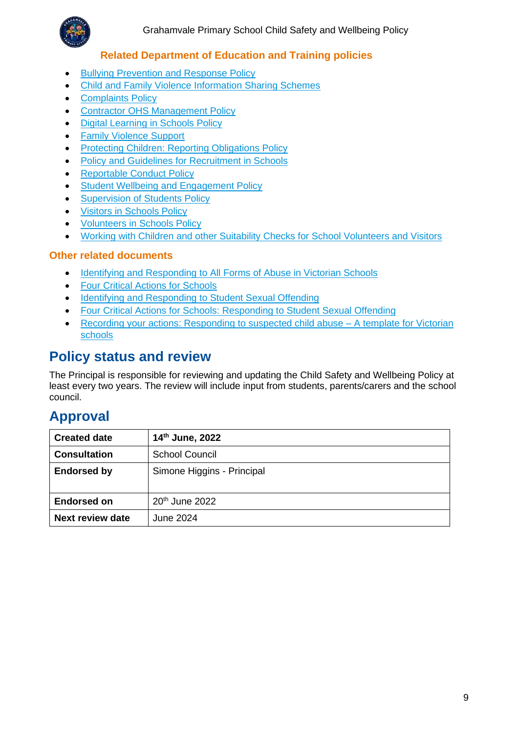## Related Department of Education and Training policies

- Bullying Prevention and Response Policy
- Child and Family Violence Information Sharing Schemes
- Complaints Policy
- Contractor OHS Management Policy
- Digital Learning in Schools Policy
- Family Violence Support
- Protecting Children: Reporting Obligations Policy
- Policy and Guidelines for Recruitment in Schools
- Reportable Conduct Policy
- Student Wellbeing and Engagement Policy
- Supervision of Students Policy
- Visitors in Schools Policy
- Volunteers in Schools Policy
- Working with Children and other Suitability Checks for School Volunteers and Visitors

## Other related documents

- Identifying and Responding to All Forms of Abuse in Victorian Schools
- Four Critical Actions for Schools
- Identifying and Responding to Student Sexual Offending
- Four Critical Actions for Schools: Responding to Student Sexual Offending
- Recording your actions: Responding to suspected child abuse – A template for Victorian schools

# Policy status and review

The Principal is responsible for reviewing and updating the Child Safety and Wellbeing Policy at least every two years. The review will include input from students, parents/carers and the school council.

# Approval

| | |
|---|---|
| **Created date** | **14th June, 2022** |
| **Consultation** | School Council |
| **Endorsed by** | Simone Higgins - Principal |
| **Endorsed on** | 20th June 2022 |
| **Next review date** | June 2024 |